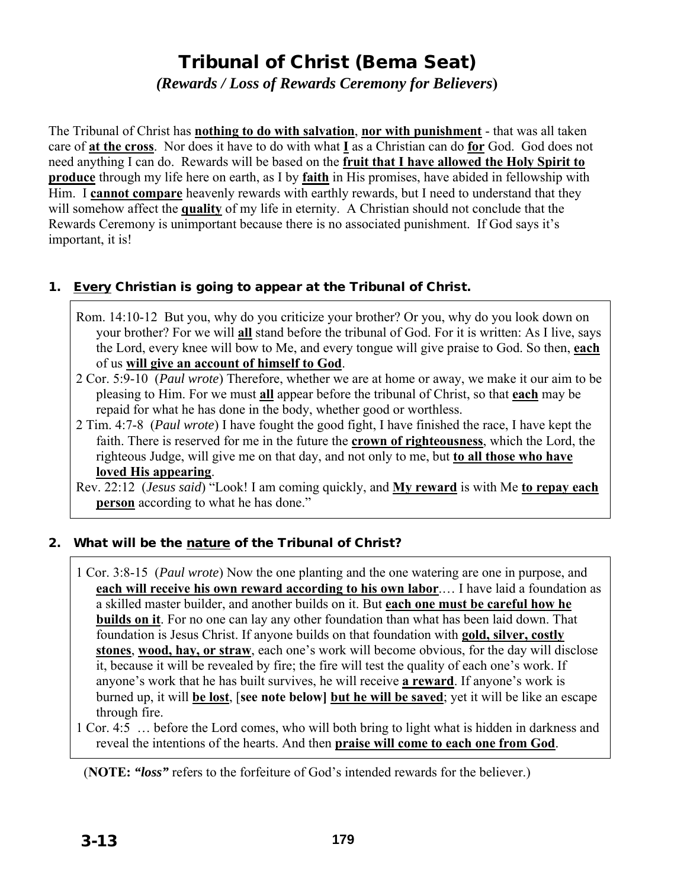# Tribunal of Christ (Bema Seat)

***(Rewards / Loss of Rewards Ceremony for Believers)***

The Tribunal of Christ has **nothing to do with salvation**, **nor with punishment** - that was all taken care of **at the cross**. Nor does it have to do with what **I** as a Christian can do **for** God. God does not need anything I can do. Rewards will be based on the **fruit that I have allowed the Holy Spirit to produce** through my life here on earth, as I by **faith** in His promises, have abided in fellowship with Him. I **cannot compare** heavenly rewards with earthly rewards, but I need to understand that they will somehow affect the **quality** of my life in eternity. A Christian should not conclude that the Rewards Ceremony is unimportant because there is no associated punishment. If God says it's important, it is!

## 1. Every Christian is going to appear at the Tribunal of Christ.

Rom. 14:10-12 But you, why do you criticize your brother? Or you, why do you look down on your brother? For we will **all** stand before the tribunal of God. For it is written: As I live, says the Lord, every knee will bow to Me, and every tongue will give praise to God. So then, **each** of us **will give an account of himself to God**.

2 Cor. 5:9-10 (*Paul wrote*) Therefore, whether we are at home or away, we make it our aim to be pleasing to Him. For we must **all** appear before the tribunal of Christ, so that **each** may be repaid for what he has done in the body, whether good or worthless.

2 Tim. 4:7-8 (*Paul wrote*) I have fought the good fight, I have finished the race, I have kept the faith. There is reserved for me in the future the **crown of righteousness**, which the Lord, the righteous Judge, will give me on that day, and not only to me, but **to all those who have loved His appearing**.

Rev. 22:12 (*Jesus said*) "Look! I am coming quickly, and **My reward** is with Me **to repay each person** according to what he has done."

## 2. What will be the nature of the Tribunal of Christ?

1 Cor. 3:8-15 (*Paul wrote*) Now the one planting and the one watering are one in purpose, and **each will receive his own reward according to his own labor**.… I have laid a foundation as a skilled master builder, and another builds on it. But **each one must be careful how he builds on it**. For no one can lay any other foundation than what has been laid down. That foundation is Jesus Christ. If anyone builds on that foundation with **gold, silver, costly stones**, **wood, hay, or straw**, each one's work will become obvious, for the day will disclose it, because it will be revealed by fire; the fire will test the quality of each one's work. If anyone's work that he has built survives, he will receive **a reward**. If anyone's work is burned up, it will **be lost**, [**see note below]** **but he will be saved**; yet it will be like an escape through fire.

1 Cor. 4:5 … before the Lord comes, who will both bring to light what is hidden in darkness and reveal the intentions of the hearts. And then **praise will come to each one from God**.

(**NOTE:** ***"loss"*** refers to the forfeiture of God's intended rewards for the believer.)

**3-13**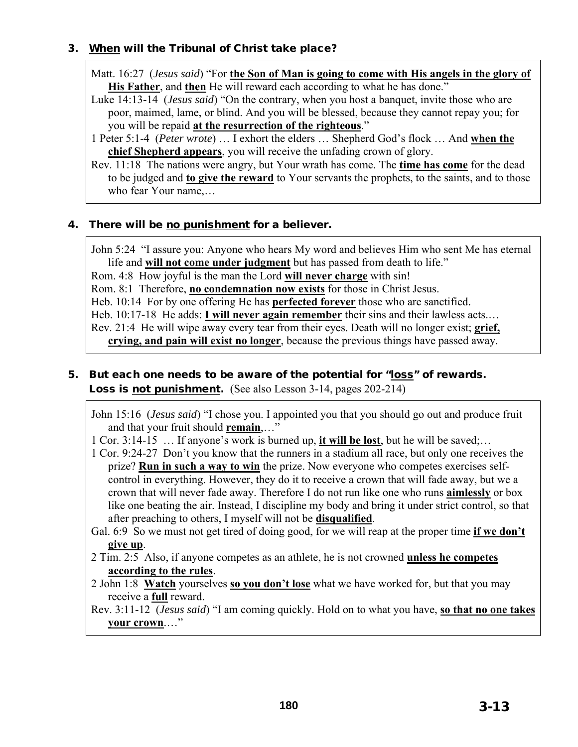### 3. **When** will the Tribunal of Christ take place?

Matt. 16:27 (*Jesus said*) "For **the Son of Man is going to come with His angels in the glory of His Father**, and **then** He will reward each according to what he has done."
Luke 14:13-14 (*Jesus said*) "On the contrary, when you host a banquet, invite those who are poor, maimed, lame, or blind. And you will be blessed, because they cannot repay you; for you will be repaid **at the resurrection of the righteous**."
1 Peter 5:1-4 (*Peter wrote*) … I exhort the elders … Shepherd God's flock … And **when the chief Shepherd appears**, you will receive the unfading crown of glory.
Rev. 11:18 The nations were angry, but Your wrath has come. The **time has come** for the dead to be judged and **to give the reward** to Your servants the prophets, to the saints, and to those who fear Your name,…

### 4. There will be **no punishment** for a believer.

John 5:24 "I assure you: Anyone who hears My word and believes Him who sent Me has eternal life and **will not come under judgment** but has passed from death to life."
Rom. 4:8 How joyful is the man the Lord **will never charge** with sin!
Rom. 8:1 Therefore, **no condemnation now exists** for those in Christ Jesus.
Heb. 10:14 For by one offering He has **perfected forever** those who are sanctified.
Heb. 10:17-18 He adds: **I will never again remember** their sins and their lawless acts.…
Rev. 21:4 He will wipe away every tear from their eyes. Death will no longer exist; **grief, crying, and pain will exist no longer**, because the previous things have passed away.

### 5. But each one needs to be aware of the potential for "**loss**" of rewards. Loss is **not punishment.** (See also Lesson 3-14, pages 202-214)

John 15:16 (*Jesus said*) "I chose you. I appointed you that you should go out and produce fruit and that your fruit should **remain**,…"
1 Cor. 3:14-15 … If anyone's work is burned up, **it will be lost**, but he will be saved;…
1 Cor. 9:24-27 Don't you know that the runners in a stadium all race, but only one receives the prize? **Run in such a way to win** the prize. Now everyone who competes exercises self-control in everything. However, they do it to receive a crown that will fade away, but we a crown that will never fade away. Therefore I do not run like one who runs **aimlessly** or box like one beating the air. Instead, I discipline my body and bring it under strict control, so that after preaching to others, I myself will not be **disqualified**.
Gal. 6:9 So we must not get tired of doing good, for we will reap at the proper time **if we don't give up**.
2 Tim. 2:5 Also, if anyone competes as an athlete, he is not crowned **unless he competes according to the rules**.
2 John 1:8 **Watch** yourselves **so you don't lose** what we have worked for, but that you may receive a **full** reward.
Rev. 3:11-12 (*Jesus said*) "I am coming quickly. Hold on to what you have, **so that no one takes your crown**.…"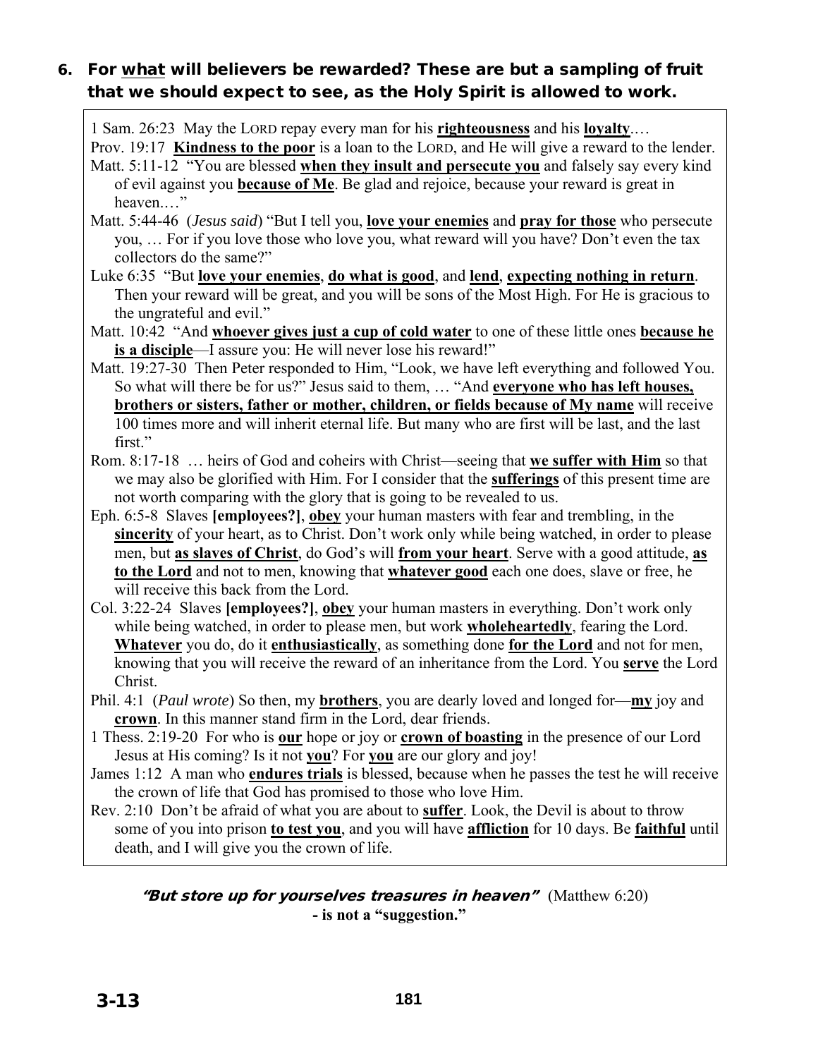### 6. For <u>what</u> will believers be rewarded? These are but a sampling of fruit that we should expect to see, as the Holy Spirit is allowed to work.

1 Sam. 26:23  May the LORD repay every man for his **<u>righteousness</u>** and his **<u>loyalty</u>**.…

Prov. 19:17  **<u>Kindness to the poor</u>** is a loan to the LORD, and He will give a reward to the lender.

Matt. 5:11-12  "You are blessed **<u>when they insult and persecute you</u>** and falsely say every kind of evil against you **<u>because of Me</u>**. Be glad and rejoice, because your reward is great in heaven.…"

Matt. 5:44-46  (*Jesus said*) "But I tell you, **<u>love your enemies</u>** and **<u>pray for those</u>** who persecute you, … For if you love those who love you, what reward will you have? Don't even the tax collectors do the same?"

Luke 6:35  "But **<u>love your enemies</u>**, **<u>do what is good</u>**, and **<u>lend</u>**, **<u>expecting nothing in return</u>**. Then your reward will be great, and you will be sons of the Most High. For He is gracious to the ungrateful and evil."

Matt. 10:42  "And **<u>whoever gives just a cup of cold water</u>** to one of these little ones **<u>because he is a disciple</u>**—I assure you: He will never lose his reward!"

Matt. 19:27-30  Then Peter responded to Him, "Look, we have left everything and followed You. So what will there be for us?" Jesus said to them, … "And **<u>everyone who has left houses, brothers or sisters, father or mother, children, or fields because of My name</u>** will receive 100 times more and will inherit eternal life. But many who are first will be last, and the last first."

Rom. 8:17-18  … heirs of God and coheirs with Christ—seeing that **<u>we suffer with Him</u>** so that we may also be glorified with Him. For I consider that the **<u>sufferings</u>** of this present time are not worth comparing with the glory that is going to be revealed to us.

Eph. 6:5-8  Slaves **[employees?]**, **<u>obey</u>** your human masters with fear and trembling, in the **<u>sincerity</u>** of your heart, as to Christ. Don't work only while being watched, in order to please men, but **<u>as slaves of Christ</u>**, do God's will **<u>from your heart</u>**. Serve with a good attitude, **<u>as to the Lord</u>** and not to men, knowing that **<u>whatever good</u>** each one does, slave or free, he will receive this back from the Lord.

Col. 3:22-24  Slaves **[employees?]**, **<u>obey</u>** your human masters in everything. Don't work only while being watched, in order to please men, but work **<u>wholeheartedly</u>**, fearing the Lord. **<u>Whatever</u>** you do, do it **<u>enthusiastically</u>**, as something done **<u>for the Lord</u>** and not for men, knowing that you will receive the reward of an inheritance from the Lord. You **<u>serve</u>** the Lord Christ.

Phil. 4:1  (*Paul wrote*) So then, my **<u>brothers</u>**, you are dearly loved and longed for—**<u>my</u>** joy and **<u>crown</u>**. In this manner stand firm in the Lord, dear friends.

1 Thess. 2:19-20  For who is **<u>our</u>** hope or joy or **<u>crown of boasting</u>** in the presence of our Lord Jesus at His coming? Is it not **<u>you</u>**? For **<u>you</u>** are our glory and joy!

James 1:12  A man who **<u>endures trials</u>** is blessed, because when he passes the test he will receive the crown of life that God has promised to those who love Him.

Rev. 2:10  Don't be afraid of what you are about to **<u>suffer</u>**. Look, the Devil is about to throw some of you into prison **<u>to test you</u>**, and you will have **<u>affliction</u>** for 10 days. Be **<u>faithful</u>** until death, and I will give you the crown of life.

***"But store up for yourselves treasures in heaven"*** (Matthew 6:20)
**- is not a "suggestion."**

3-13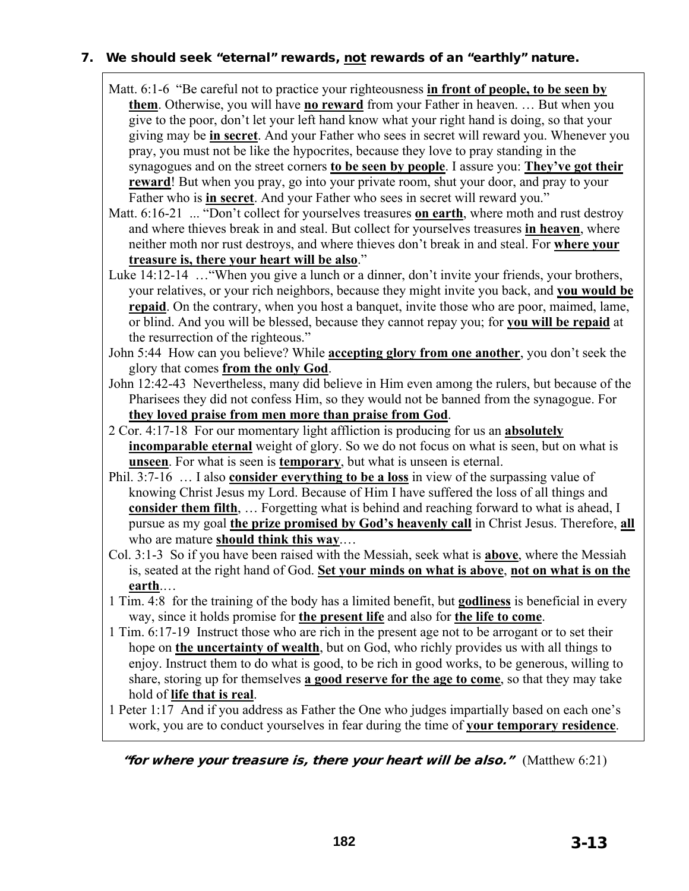### 7. We should seek "eternal" rewards, <u>not</u> rewards of an "earthly" nature.

Matt. 6:1-6 "Be careful not to practice your righteousness **<u>in front of people, to be seen by them</u>**. Otherwise, you will have **<u>no reward</u>** from your Father in heaven. … But when you give to the poor, don't let your left hand know what your right hand is doing, so that your giving may be **<u>in secret</u>**. And your Father who sees in secret will reward you. Whenever you pray, you must not be like the hypocrites, because they love to pray standing in the synagogues and on the street corners **<u>to be seen by people</u>**. I assure you: **<u>They've got their reward</u>**! But when you pray, go into your private room, shut your door, and pray to your Father who is **<u>in secret</u>**. And your Father who sees in secret will reward you."

Matt. 6:16-21 ... "Don't collect for yourselves treasures **<u>on earth</u>**, where moth and rust destroy and where thieves break in and steal. But collect for yourselves treasures **<u>in heaven</u>**, where neither moth nor rust destroys, and where thieves don't break in and steal. For **<u>where your treasure is, there your heart will be also</u>**."

Luke 14:12-14 …"When you give a lunch or a dinner, don't invite your friends, your brothers, your relatives, or your rich neighbors, because they might invite you back, and **<u>you would be repaid</u>**. On the contrary, when you host a banquet, invite those who are poor, maimed, lame, or blind. And you will be blessed, because they cannot repay you; for **<u>you will be repaid</u>** at the resurrection of the righteous."

John 5:44 How can you believe? While **<u>accepting glory from one another</u>**, you don't seek the glory that comes **<u>from the only God</u>**.

John 12:42-43 Nevertheless, many did believe in Him even among the rulers, but because of the Pharisees they did not confess Him, so they would not be banned from the synagogue. For **<u>they loved praise from men more than praise from God</u>**.

2 Cor. 4:17-18 For our momentary light affliction is producing for us an **<u>absolutely incomparable eternal</u>** weight of glory. So we do not focus on what is seen, but on what is **<u>unseen</u>**. For what is seen is **<u>temporary</u>**, but what is unseen is eternal.

Phil. 3:7-16 … I also **<u>consider everything to be a loss</u>** in view of the surpassing value of knowing Christ Jesus my Lord. Because of Him I have suffered the loss of all things and **<u>consider them filth</u>**, … Forgetting what is behind and reaching forward to what is ahead, I pursue as my goal **<u>the prize promised by God's heavenly call</u>** in Christ Jesus. Therefore, **<u>all</u>** who are mature **<u>should think this way</u>**.…

Col. 3:1-3 So if you have been raised with the Messiah, seek what is **<u>above</u>**, where the Messiah is, seated at the right hand of God. **<u>Set your minds on what is above</u>**, **<u>not on what is on the earth</u>**.…

1 Tim. 4:8 for the training of the body has a limited benefit, but **<u>godliness</u>** is beneficial in every way, since it holds promise for **<u>the present life</u>** and also for **<u>the life to come</u>**.

1 Tim. 6:17-19 Instruct those who are rich in the present age not to be arrogant or to set their hope on **<u>the uncertainty of wealth</u>**, but on God, who richly provides us with all things to enjoy. Instruct them to do what is good, to be rich in good works, to be generous, willing to share, storing up for themselves **<u>a good reserve for the age to come</u>**, so that they may take hold of **<u>life that is real</u>**.

1 Peter 1:17 And if you address as Father the One who judges impartially based on each one's work, you are to conduct yourselves in fear during the time of **<u>your temporary residence</u>**.

***"for where your treasure is, there your heart will be also."*** (Matthew 6:21)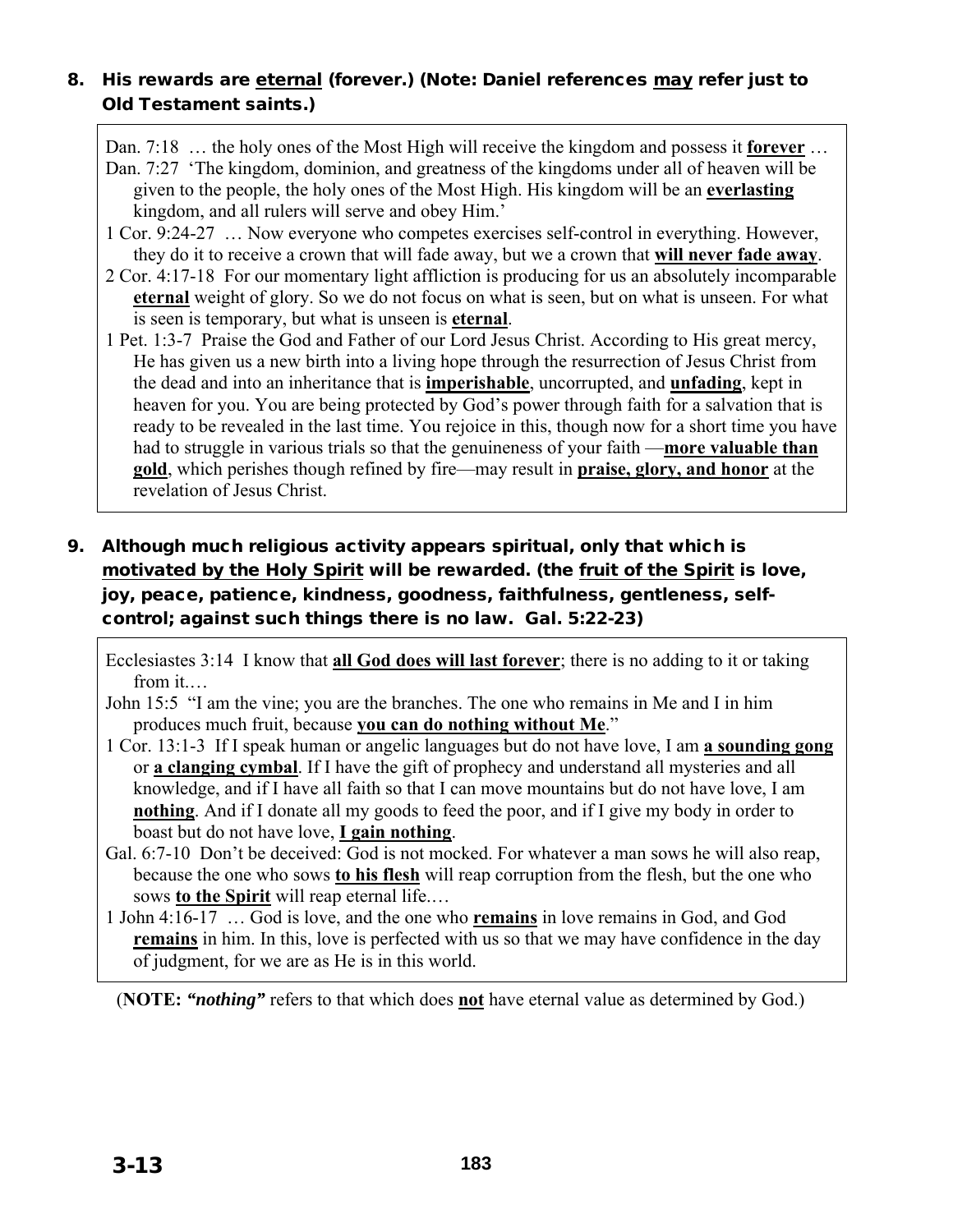8. **His rewards are <u>eternal</u> (forever.) (Note: Daniel references <u>may</u> refer just to Old Testament saints.)**

> Dan. 7:18 … the holy ones of the Most High will receive the kingdom and possess it **<u>forever</u>** …
> Dan. 7:27 'The kingdom, dominion, and greatness of the kingdoms under all of heaven will be given to the people, the holy ones of the Most High. His kingdom will be an **<u>everlasting</u>** kingdom, and all rulers will serve and obey Him.'
> 1 Cor. 9:24-27 … Now everyone who competes exercises self-control in everything. However, they do it to receive a crown that will fade away, but we a crown that **<u>will never fade away</u>**.
> 2 Cor. 4:17-18 For our momentary light affliction is producing for us an absolutely incomparable **<u>eternal</u>** weight of glory. So we do not focus on what is seen, but on what is unseen. For what is seen is temporary, but what is unseen is **<u>eternal</u>**.
> 1 Pet. 1:3-7 Praise the God and Father of our Lord Jesus Christ. According to His great mercy, He has given us a new birth into a living hope through the resurrection of Jesus Christ from the dead and into an inheritance that is **<u>imperishable</u>**, uncorrupted, and **<u>unfading</u>**, kept in heaven for you. You are being protected by God's power through faith for a salvation that is ready to be revealed in the last time. You rejoice in this, though now for a short time you have had to struggle in various trials so that the genuineness of your faith —**<u>more valuable than gold</u>**, which perishes though refined by fire—may result in **<u>praise, glory, and honor</u>** at the revelation of Jesus Christ.

9. **Although much religious activity appears spiritual, only that which is <u>motivated by the Holy Spirit</u> will be rewarded. (the <u>fruit of the Spirit</u> is love, joy, peace, patience, kindness, goodness, faithfulness, gentleness, self-control; against such things there is no law. Gal. 5:22-23)**

> Ecclesiastes 3:14 I know that **<u>all God does will last forever</u>**; there is no adding to it or taking from it.…
> John 15:5 "I am the vine; you are the branches. The one who remains in Me and I in him produces much fruit, because **<u>you can do nothing without Me</u>**."
> 1 Cor. 13:1-3 If I speak human or angelic languages but do not have love, I am **<u>a sounding gong</u>** or **<u>a clanging cymbal</u>**. If I have the gift of prophecy and understand all mysteries and all knowledge, and if I have all faith so that I can move mountains but do not have love, I am **<u>nothing</u>**. And if I donate all my goods to feed the poor, and if I give my body in order to boast but do not have love, **<u>I gain nothing</u>**.
> Gal. 6:7-10 Don't be deceived: God is not mocked. For whatever a man sows he will also reap, because the one who sows **<u>to his flesh</u>** will reap corruption from the flesh, but the one who sows **<u>to the Spirit</u>** will reap eternal life.…
> 1 John 4:16-17 … God is love, and the one who **<u>remains</u>** in love remains in God, and God **<u>remains</u>** in him. In this, love is perfected with us so that we may have confidence in the day of judgment, for we are as He is in this world.

(**NOTE:** ***"nothing"*** refers to that which does **<u>not</u>** have eternal value as determined by God.)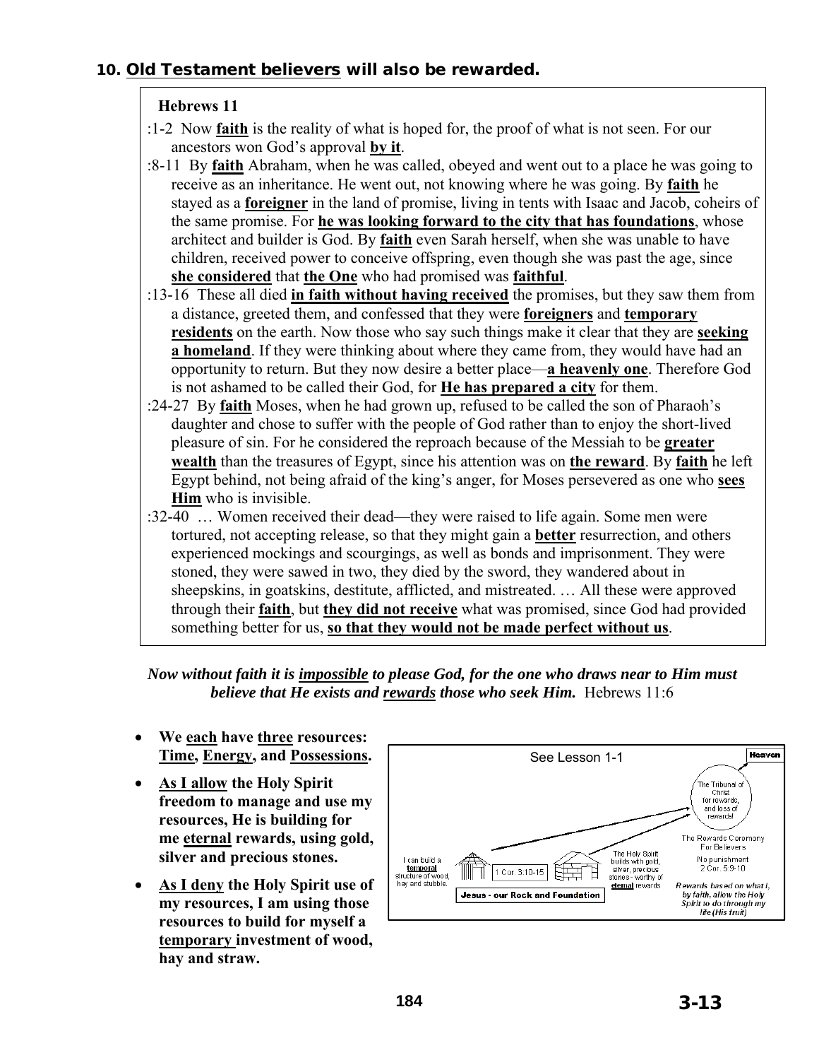## 10. Old Testament believers will also be rewarded.

**Hebrews 11**

:1-2 Now **faith** is the reality of what is hoped for, the proof of what is not seen. For our ancestors won God's approval **by it**.

:8-11 By **faith** Abraham, when he was called, obeyed and went out to a place he was going to receive as an inheritance. He went out, not knowing where he was going. By **faith** he stayed as a **foreigner** in the land of promise, living in tents with Isaac and Jacob, coheirs of the same promise. For **he was looking forward to the city that has foundations**, whose architect and builder is God. By **faith** even Sarah herself, when she was unable to have children, received power to conceive offspring, even though she was past the age, since **she considered** that **the One** who had promised was **faithful**.

:13-16 These all died **in faith without having received** the promises, but they saw them from a distance, greeted them, and confessed that they were **foreigners** and **temporary residents** on the earth. Now those who say such things make it clear that they are **seeking a homeland**. If they were thinking about where they came from, they would have had an opportunity to return. But they now desire a better place—**a heavenly one**. Therefore God is not ashamed to be called their God, for **He has prepared a city** for them.

:24-27 By **faith** Moses, when he had grown up, refused to be called the son of Pharaoh's daughter and chose to suffer with the people of God rather than to enjoy the short-lived pleasure of sin. For he considered the reproach because of the Messiah to be **greater wealth** than the treasures of Egypt, since his attention was on **the reward**. By **faith** he left Egypt behind, not being afraid of the king's anger, for Moses persevered as one who **sees Him** who is invisible.

:32-40 … Women received their dead—they were raised to life again. Some men were tortured, not accepting release, so that they might gain a **better** resurrection, and others experienced mockings and scourgings, as well as bonds and imprisonment. They were stoned, they were sawed in two, they died by the sword, they wandered about in sheepskins, in goatskins, destitute, afflicted, and mistreated. … All these were approved through their **faith**, but **they did not receive** what was promised, since God had provided something better for us, **so that they would not be made perfect without us**.

***Now without faith it is impossible to please God, for the one who draws near to Him must believe that He exists and rewards those who seek Him.*** Hebrews 11:6

- **We each have three resources: Time, Energy, and Possessions.**
- **As I allow the Holy Spirit freedom to manage and use my resources, He is building for me eternal rewards, using gold, silver and precious stones.**
- **As I deny the Holy Spirit use of my resources, I am using those resources to build for myself a temporary investment of wood, hay and straw.**

See Lesson 1-1

Heaven

The Tribunal of Christ for rewards, and loss of rewards!

The Rewards Ceremony For Believers

No punishment 2 Cor. 5:9-10

*Rewards based on what I, by faith, allow the Holy Spirit to do through my life (His fruit)*

I can build a temporal structure of wood, hay and stubble.

1 Cor. 3:10-15

The Holy Spirit builds with gold, silver, precious stones - worthy of eternal rewards.

Jesus - our Rock and Foundation